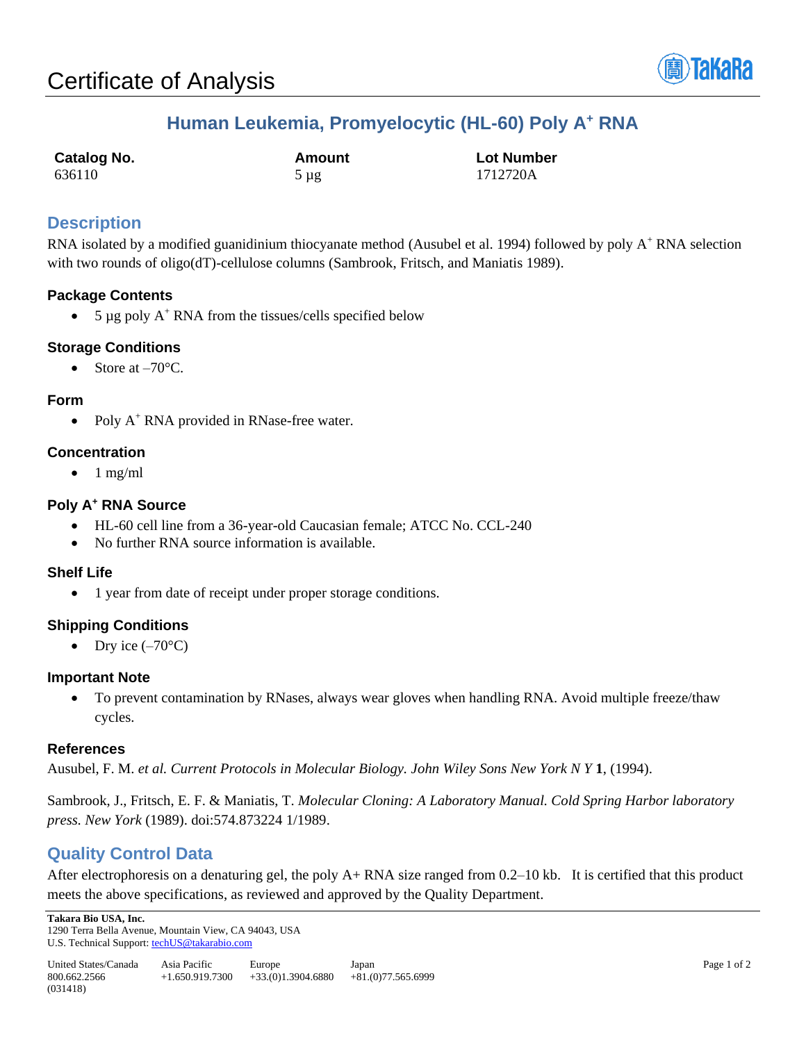# Certificate of Analysis

## Human Leukemia, Promyelocytic (HL-60) Poly A$^+$ RNA

| Catalog No. | Amount | Lot Number |
|---|---|---|
| 636110 | 5 µg | 1712720A |

## Description

RNA isolated by a modified guanidinium thiocyanate method (Ausubel et al. 1994) followed by poly A$^+$ RNA selection with two rounds of oligo(dT)-cellulose columns (Sambrook, Fritsch, and Maniatis 1989).

### Package Contents

- 5 µg poly A$^+$ RNA from the tissues/cells specified below

### Storage Conditions

- Store at –70°C.

### Form

- Poly A$^+$ RNA provided in RNase-free water.

### Concentration

- 1 mg/ml

### Poly A$^+$ RNA Source

- HL-60 cell line from a 36-year-old Caucasian female; ATCC No. CCL-240
- No further RNA source information is available.

### Shelf Life

- 1 year from date of receipt under proper storage conditions.

### Shipping Conditions

- Dry ice (–70°C)

### Important Note

- To prevent contamination by RNases, always wear gloves when handling RNA. Avoid multiple freeze/thaw cycles.

### References

Ausubel, F. M. *et al. Current Protocols in Molecular Biology. John Wiley Sons New York N Y* **1**, (1994).

Sambrook, J., Fritsch, E. F. & Maniatis, T. *Molecular Cloning: A Laboratory Manual. Cold Spring Harbor laboratory press. New York* (1989). doi:574.873224 1/1989.

## Quality Control Data

After electrophoresis on a denaturing gel, the poly A+ RNA size ranged from 0.2–10 kb. It is certified that this product meets the above specifications, as reviewed and approved by the Quality Department.

**Takara Bio USA, Inc.**
1290 Terra Bella Avenue, Mountain View, CA 94043, USA
U.S. Technical Support: techUS@takarabio.com

| United States/Canada | Asia Pacific | Europe | Japan |
|---|---|---|---|
| 800.662.2566 | +1.650.919.7300 | +33.(0)1.3904.6880 | +81.(0)77.565.6999 |

(031418)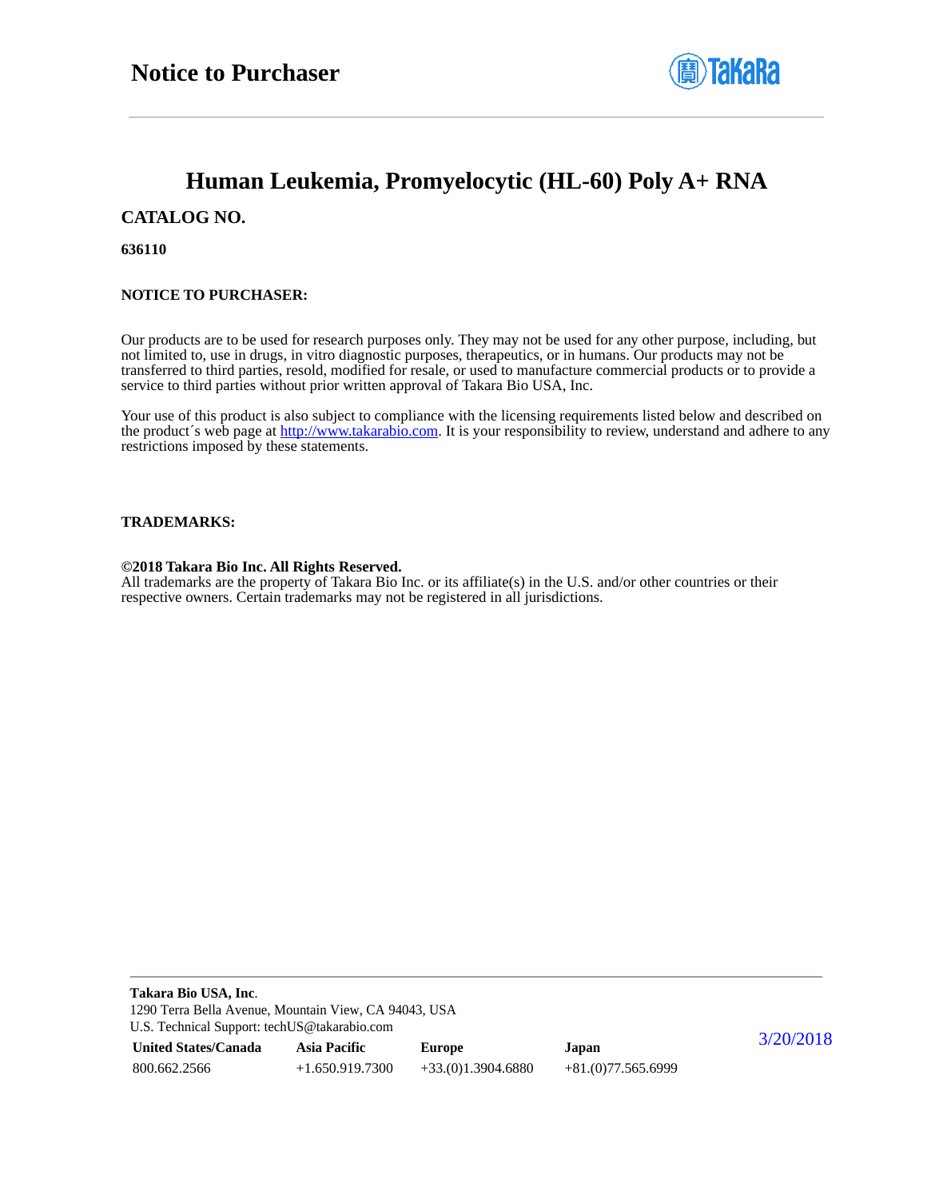# Notice to Purchaser

## Human Leukemia, Promyelocytic (HL-60) Poly A+ RNA

### CATALOG NO.

**636110**

**NOTICE TO PURCHASER:**

Our products are to be used for research purposes only. They may not be used for any other purpose, including, but not limited to, use in drugs, in vitro diagnostic purposes, therapeutics, or in humans. Our products may not be transferred to third parties, resold, modified for resale, or used to manufacture commercial products or to provide a service to third parties without prior written approval of Takara Bio USA, Inc.

Your use of this product is also subject to compliance with the licensing requirements listed below and described on the product´s web page at http://www.takarabio.com. It is your responsibility to review, understand and adhere to any restrictions imposed by these statements.

**TRADEMARKS:**

**©2018 Takara Bio Inc. All Rights Reserved.**
All trademarks are the property of Takara Bio Inc. or its affiliate(s) in the U.S. and/or other countries or their respective owners. Certain trademarks may not be registered in all jurisdictions.

**Takara Bio USA, Inc**.
1290 Terra Bella Avenue, Mountain View, CA 94043, USA
U.S. Technical Support: techUS@takarabio.com

| United States/Canada | Asia Pacific | Europe | Japan |
|---|---|---|---|
| 800.662.2566 | +1.650.919.7300 | +33.(0)1.3904.6880 | +81.(0)77.565.6999 |

3/20/2018